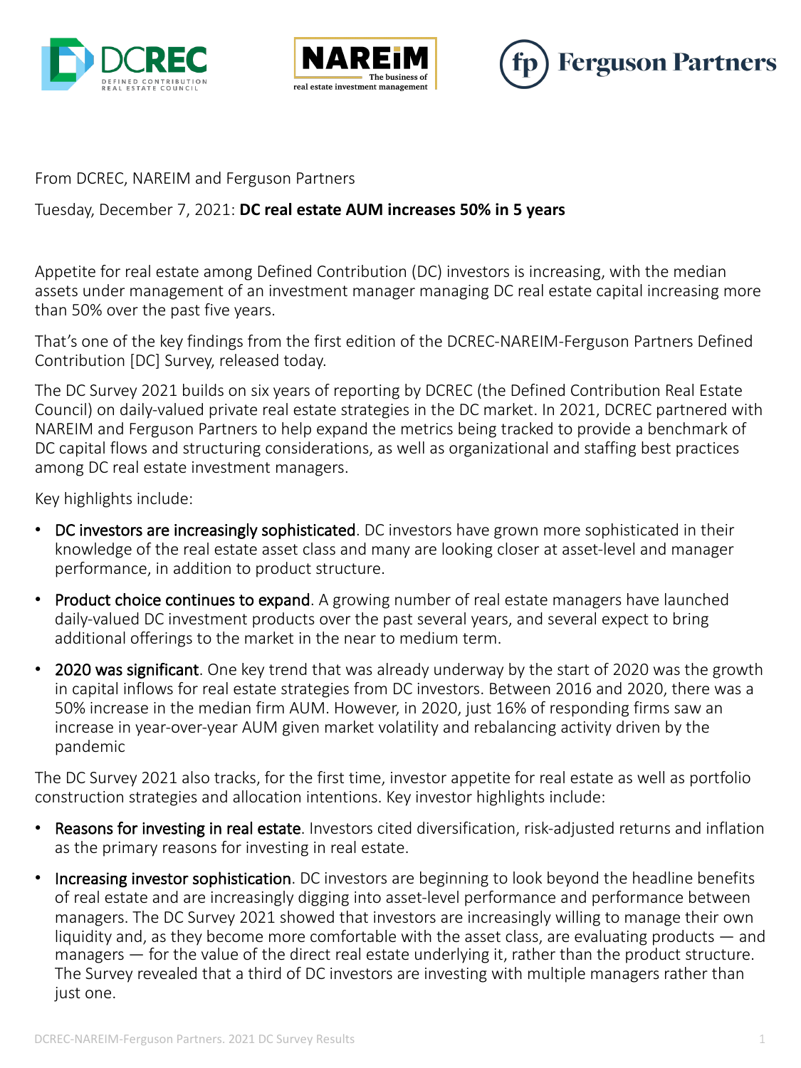From DCREC, NAREIM and Ferguson Partners

Tuesday, December 7, 2021: **DC real estate AUM increases 50% in 5 years**

Appetite for real estate among Defined Contribution (DC) investors is increasing, with the median assets under management of an investment manager managing DC real estate capital increasing more than 50% over the past five years.

That's one of the key findings from the first edition of the DCREC-NAREIM-Ferguson Partners Defined Contribution [DC] Survey, released today.

The DC Survey 2021 builds on six years of reporting by DCREC (the Defined Contribution Real Estate Council) on daily-valued private real estate strategies in the DC market. In 2021, DCREC partnered with NAREIM and Ferguson Partners to help expand the metrics being tracked to provide a benchmark of DC capital flows and structuring considerations, as well as organizational and staffing best practices among DC real estate investment managers.

Key highlights include:

- DC investors are increasingly sophisticated. DC investors have grown more sophisticated in their knowledge of the real estate asset class and many are looking closer at asset-level and manager performance, in addition to product structure.
- Product choice continues to expand. A growing number of real estate managers have launched daily-valued DC investment products over the past several years, and several expect to bring additional offerings to the market in the near to medium term.
- 2020 was significant. One key trend that was already underway by the start of 2020 was the growth in capital inflows for real estate strategies from DC investors. Between 2016 and 2020, there was a 50% increase in the median firm AUM. However, in 2020, just 16% of responding firms saw an increase in year-over-year AUM given market volatility and rebalancing activity driven by the pandemic

The DC Survey 2021 also tracks, for the first time, investor appetite for real estate as well as portfolio construction strategies and allocation intentions. Key investor highlights include:

- Reasons for investing in real estate. Investors cited diversification, risk-adjusted returns and inflation as the primary reasons for investing in real estate.
- Increasing investor sophistication. DC investors are beginning to look beyond the headline benefits of real estate and are increasingly digging into asset-level performance and performance between managers. The DC Survey 2021 showed that investors are increasingly willing to manage their own liquidity and, as they become more comfortable with the asset class, are evaluating products — and managers — for the value of the direct real estate underlying it, rather than the product structure. The Survey revealed that a third of DC investors are investing with multiple managers rather than just one.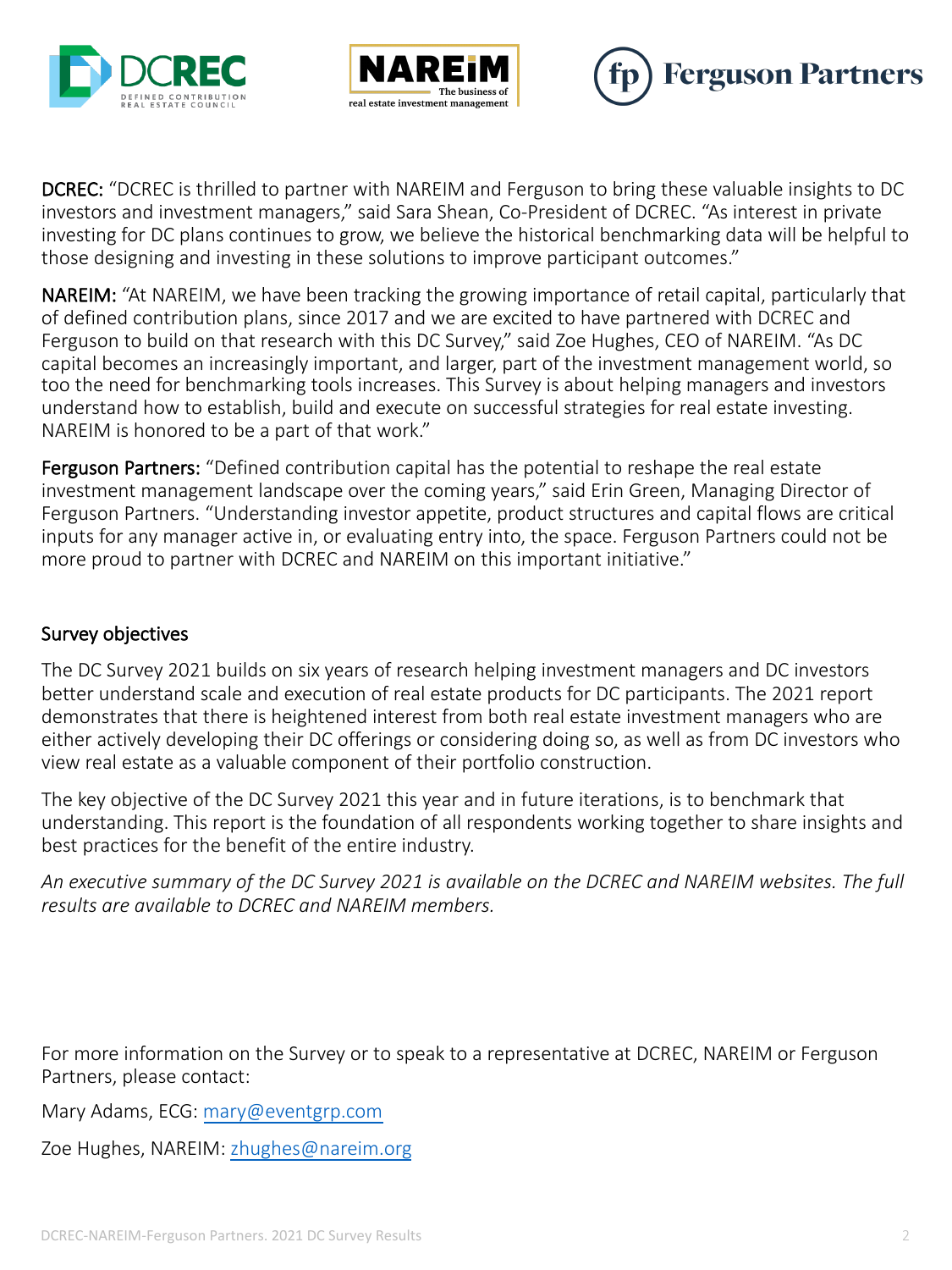**DCREC:** "DCREC is thrilled to partner with NAREIM and Ferguson to bring these valuable insights to DC investors and investment managers," said Sara Shean, Co-President of DCREC. "As interest in private investing for DC plans continues to grow, we believe the historical benchmarking data will be helpful to those designing and investing in these solutions to improve participant outcomes."

**NAREIM:** "At NAREIM, we have been tracking the growing importance of retail capital, particularly that of defined contribution plans, since 2017 and we are excited to have partnered with DCREC and Ferguson to build on that research with this DC Survey," said Zoe Hughes, CEO of NAREIM. "As DC capital becomes an increasingly important, and larger, part of the investment management world, so too the need for benchmarking tools increases. This Survey is about helping managers and investors understand how to establish, build and execute on successful strategies for real estate investing. NAREIM is honored to be a part of that work."

**Ferguson Partners:** "Defined contribution capital has the potential to reshape the real estate investment management landscape over the coming years," said Erin Green, Managing Director of Ferguson Partners. "Understanding investor appetite, product structures and capital flows are critical inputs for any manager active in, or evaluating entry into, the space. Ferguson Partners could not be more proud to partner with DCREC and NAREIM on this important initiative."

## Survey objectives

The DC Survey 2021 builds on six years of research helping investment managers and DC investors better understand scale and execution of real estate products for DC participants. The 2021 report demonstrates that there is heightened interest from both real estate investment managers who are either actively developing their DC offerings or considering doing so, as well as from DC investors who view real estate as a valuable component of their portfolio construction.

The key objective of the DC Survey 2021 this year and in future iterations, is to benchmark that understanding. This report is the foundation of all respondents working together to share insights and best practices for the benefit of the entire industry.

*An executive summary of the DC Survey 2021 is available on the DCREC and NAREIM websites. The full results are available to DCREC and NAREIM members.*

For more information on the Survey or to speak to a representative at DCREC, NAREIM or Ferguson Partners, please contact:

Mary Adams, ECG: mary@eventgrp.com

Zoe Hughes, NAREIM: zhughes@nareim.org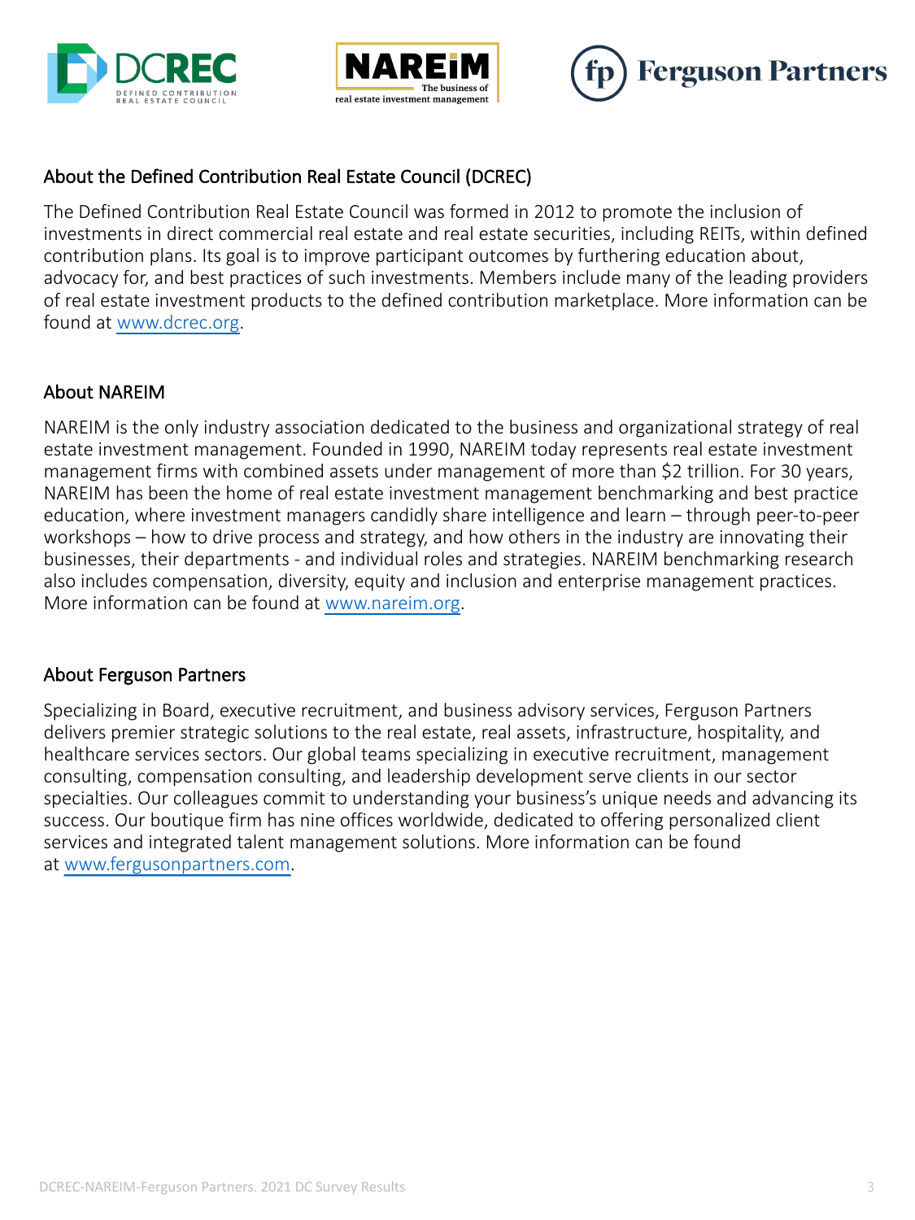## About the Defined Contribution Real Estate Council (DCREC)

The Defined Contribution Real Estate Council was formed in 2012 to promote the inclusion of investments in direct commercial real estate and real estate securities, including REITs, within defined contribution plans. Its goal is to improve participant outcomes by furthering education about, advocacy for, and best practices of such investments. Members include many of the leading providers of real estate investment products to the defined contribution marketplace. More information can be found at www.dcrec.org.

## About NAREIM

NAREIM is the only industry association dedicated to the business and organizational strategy of real estate investment management. Founded in 1990, NAREIM today represents real estate investment management firms with combined assets under management of more than $2 trillion. For 30 years, NAREIM has been the home of real estate investment management benchmarking and best practice education, where investment managers candidly share intelligence and learn – through peer-to-peer workshops – how to drive process and strategy, and how others in the industry are innovating their businesses, their departments - and individual roles and strategies. NAREIM benchmarking research also includes compensation, diversity, equity and inclusion and enterprise management practices. More information can be found at www.nareim.org.

## About Ferguson Partners

Specializing in Board, executive recruitment, and business advisory services, Ferguson Partners delivers premier strategic solutions to the real estate, real assets, infrastructure, hospitality, and healthcare services sectors. Our global teams specializing in executive recruitment, management consulting, compensation consulting, and leadership development serve clients in our sector specialties. Our colleagues commit to understanding your business's unique needs and advancing its success. Our boutique firm has nine offices worldwide, dedicated to offering personalized client services and integrated talent management solutions. More information can be found at www.fergusonpartners.com.